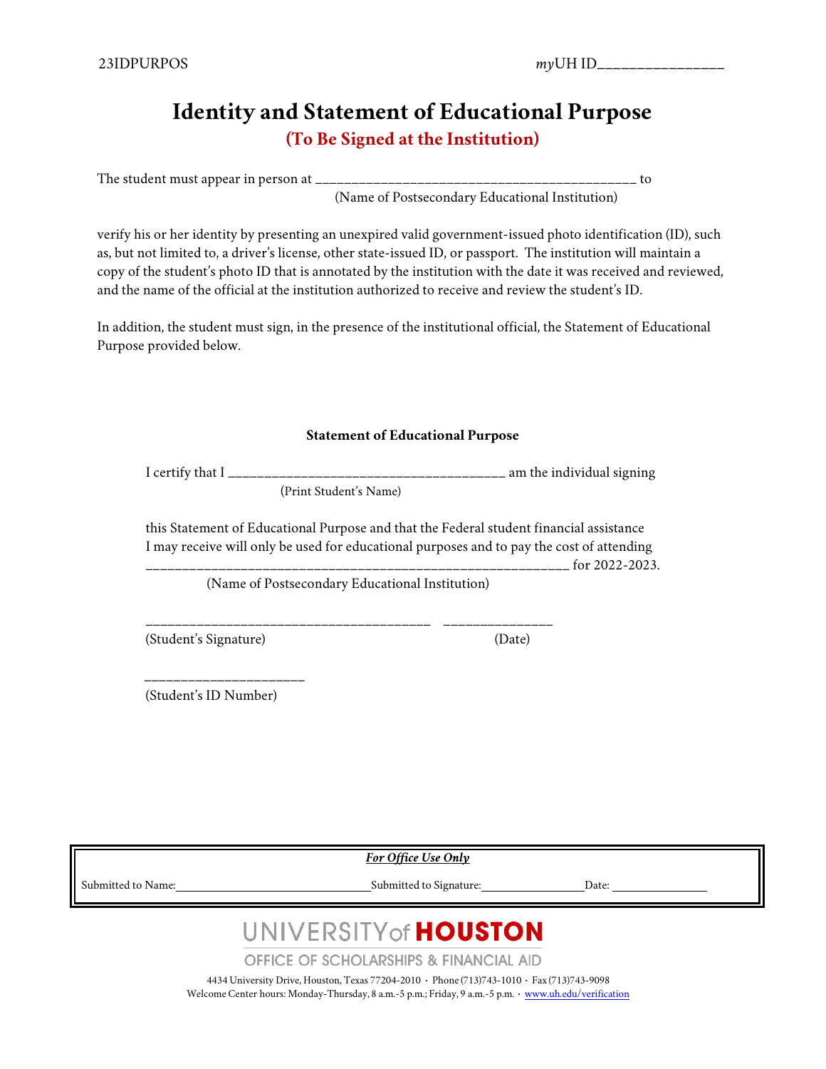23IDPURPOS *my*UH ID________________

# Identity and Statement of Educational Purpose

## (To Be Signed at the Institution)

The student must appear in person at ____________________________________________ to
(Name of Postsecondary Educational Institution)

verify his or her identity by presenting an unexpired valid government-issued photo identification (ID), such as, but not limited to, a driver's license, other state-issued ID, or passport. The institution will maintain a copy of the student's photo ID that is annotated by the institution with the date it was received and reviewed, and the name of the official at the institution authorized to receive and review the student's ID.

In addition, the student must sign, in the presence of the institutional official, the Statement of Educational Purpose provided below.

### Statement of Educational Purpose

I certify that I ______________________________________ am the individual signing
(Print Student's Name)

this Statement of Educational Purpose and that the Federal student financial assistance I may receive will only be used for educational purposes and to pay the cost of attending __________________________________________________________ for 2022-2023.
(Name of Postsecondary Educational Institution)

______________________________________ _______________
(Student's Signature) (Date)

_____________________
(Student's ID Number)

| *For Office Use Only* |
| --- |
| Submitted to Name: ______________________ Submitted to Signature: ______________ Date: ______________ |

UNIVERSITY of HOUSTON

OFFICE OF SCHOLARSHIPS & FINANCIAL AID

4434 University Drive, Houston, Texas 77204-2010 · Phone (713)743-1010 · Fax (713)743-9098
Welcome Center hours: Monday-Thursday, 8 a.m.-5 p.m.; Friday, 9 a.m.-5 p.m. · www.uh.edu/verification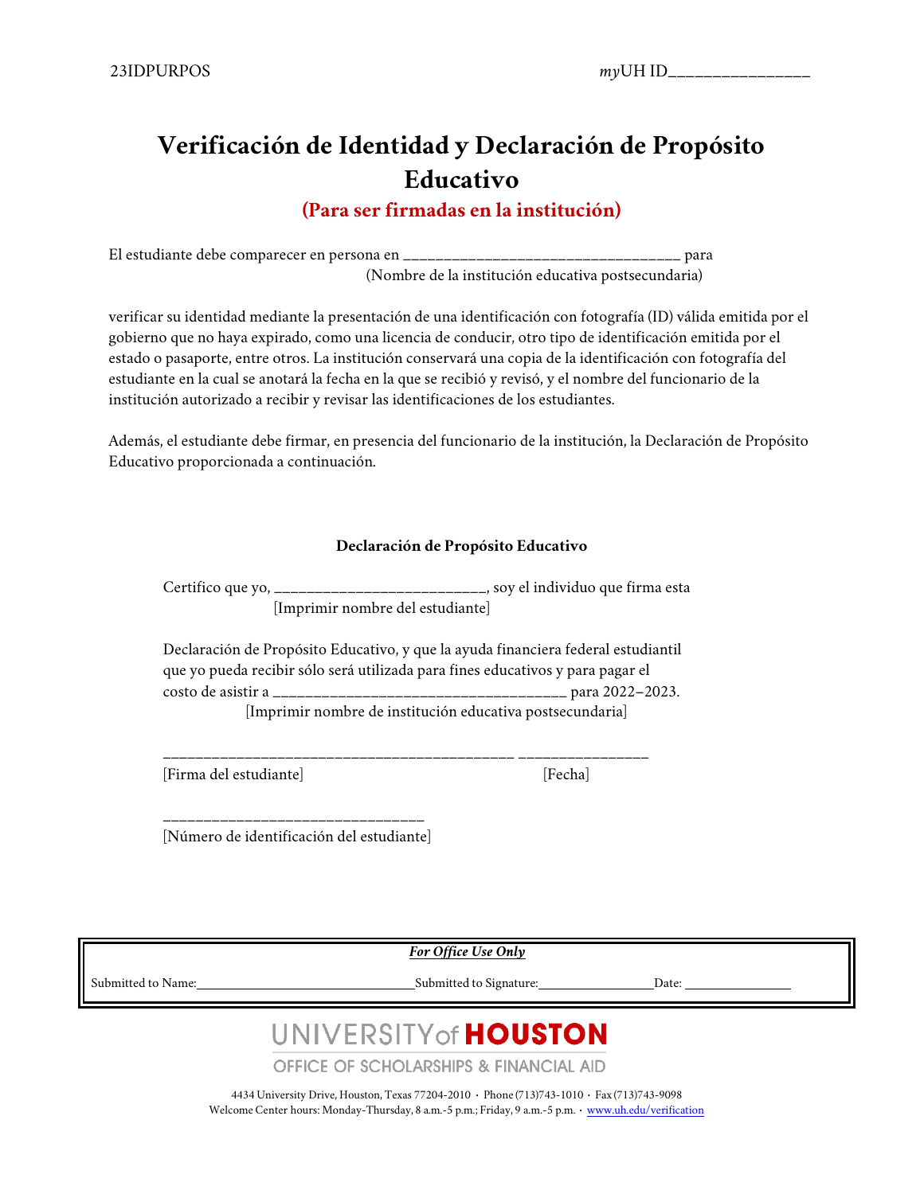23IDPURPOS *my*UH ID_______________

# Verificación de Identidad y Declaración de Propósito Educativo

**(Para ser firmadas en la institución)**

El estudiante debe comparecer en persona en _________________________________ para
(Nombre de la institución educativa postsecundaria)

verificar su identidad mediante la presentación de una identificación con fotografía (ID) válida emitida por el gobierno que no haya expirado, como una licencia de conducir, otro tipo de identificación emitida por el estado o pasaporte, entre otros. La institución conservará una copia de la identificación con fotografía del estudiante en la cual se anotará la fecha en la que se recibió y revisó, y el nombre del funcionario de la institución autorizado a recibir y revisar las identificaciones de los estudiantes.

Además, el estudiante debe firmar, en presencia del funcionario de la institución, la Declaración de Propósito Educativo proporcionada a continuación.

### Declaración de Propósito Educativo

Certifico que yo, _________________________, soy el individuo que firma esta
[Imprimir nombre del estudiante]

Declaración de Propósito Educativo, y que la ayuda financiera federal estudiantil que yo pueda recibir sólo será utilizada para fines educativos y para pagar el costo de asistir a ___________________________________ para 2022–2023.
[Imprimir nombre de institución educativa postsecundaria]

__________________________________________ _______________
[Firma del estudiante] [Fecha]

_______________________________
[Número de identificación del estudiante]

***For Office Use Only***

Submitted to Name:________________________ Submitted to Signature:________________ Date: ________________

UNIVERSITY of HOUSTON
OFFICE OF SCHOLARSHIPS & FINANCIAL AID

4434 University Drive, Houston, Texas 77204-2010 · Phone (713)743-1010 · Fax (713)743-9098
Welcome Center hours: Monday-Thursday, 8 a.m.-5 p.m.; Friday, 9 a.m.-5 p.m. · www.uh.edu/verification